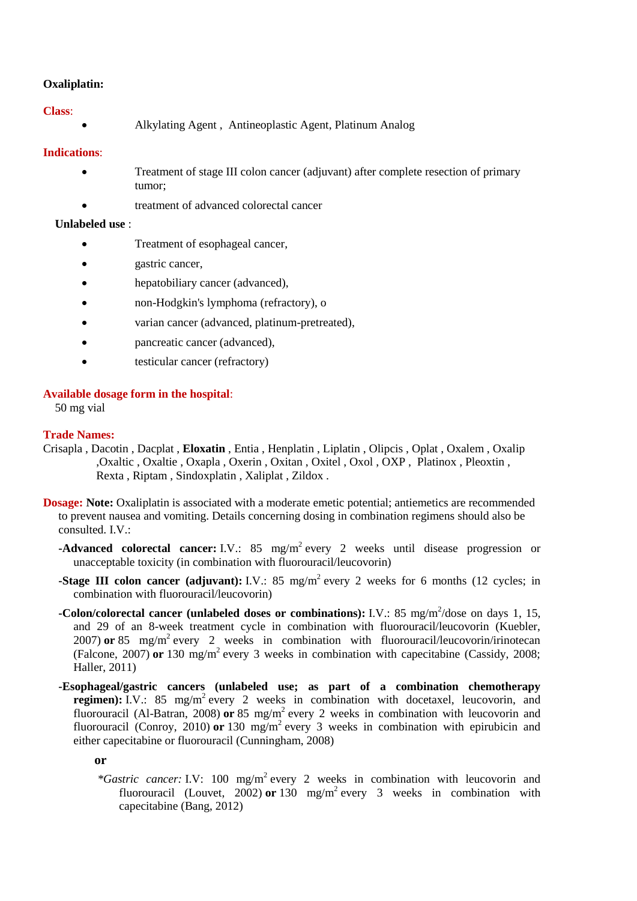**Oxaliplatin:**

**Class**:

- Alkylating Agent , Antineoplastic Agent, Platinum Analog

**Indications**:

- Treatment of stage III colon cancer (adjuvant) after complete resection of primary tumor;
- treatment of advanced colorectal cancer

**Unlabeled use** :

- Treatment of esophageal cancer,
- gastric cancer,
- hepatobiliary cancer (advanced),
- non-Hodgkin's lymphoma (refractory), o
- varian cancer (advanced, platinum-pretreated),
- pancreatic cancer (advanced),
- testicular cancer (refractory)

**Available dosage form in the hospital**:

50 mg vial

**Trade Names:**

Crisapla , Dacotin , Dacplat , **Eloxatin** , Entia , Henplatin , Liplatin , Olipcis , Oplat , Oxalem , Oxalip ,Oxaltic , Oxaltie , Oxapla , Oxerin , Oxitan , Oxitel , Oxol , OXP , Platinox , Pleoxtin , Rexta , Riptam , Sindoxplatin , Xaliplat , Zildox .

**Dosage:** **Note:** Oxaliplatin is associated with a moderate emetic potential; antiemetics are recommended to prevent nausea and vomiting. Details concerning dosing in combination regimens should also be consulted. I.V.:

**-Advanced colorectal cancer:** I.V.: 85 $mg/m^2$ every 2 weeks until disease progression or unacceptable toxicity (in combination with fluorouracil/leucovorin)

**-Stage III colon cancer (adjuvant):** I.V.: 85 $mg/m^2$ every 2 weeks for 6 months (12 cycles; in combination with fluorouracil/leucovorin)

**-Colon/colorectal cancer (unlabeled doses or combinations):** I.V.: 85 $mg/m^2$/dose on days 1, 15, and 29 of an 8-week treatment cycle in combination with fluorouracil/leucovorin (Kuebler, 2007) **or** 85 $mg/m^2$ every 2 weeks in combination with fluorouracil/leucovorin/irinotecan (Falcone, 2007) **or** 130 $mg/m^2$ every 3 weeks in combination with capecitabine (Cassidy, 2008; Haller, 2011)

**-Esophageal/gastric cancers (unlabeled use; as part of a combination chemotherapy regimen):** I.V.: 85 $mg/m^2$ every 2 weeks in combination with docetaxel, leucovorin, and fluorouracil (Al-Batran, 2008) **or** 85 $mg/m^2$ every 2 weeks in combination with leucovorin and fluorouracil (Conroy, 2010) **or** 130 $mg/m^2$ every 3 weeks in combination with epirubicin and either capecitabine or fluorouracil (Cunningham, 2008)

**or**

*\*Gastric cancer:* I.V: 100 $mg/m^2$ every 2 weeks in combination with leucovorin and fluorouracil (Louvet, 2002) **or** 130 $mg/m^2$ every 3 weeks in combination with capecitabine (Bang, 2012)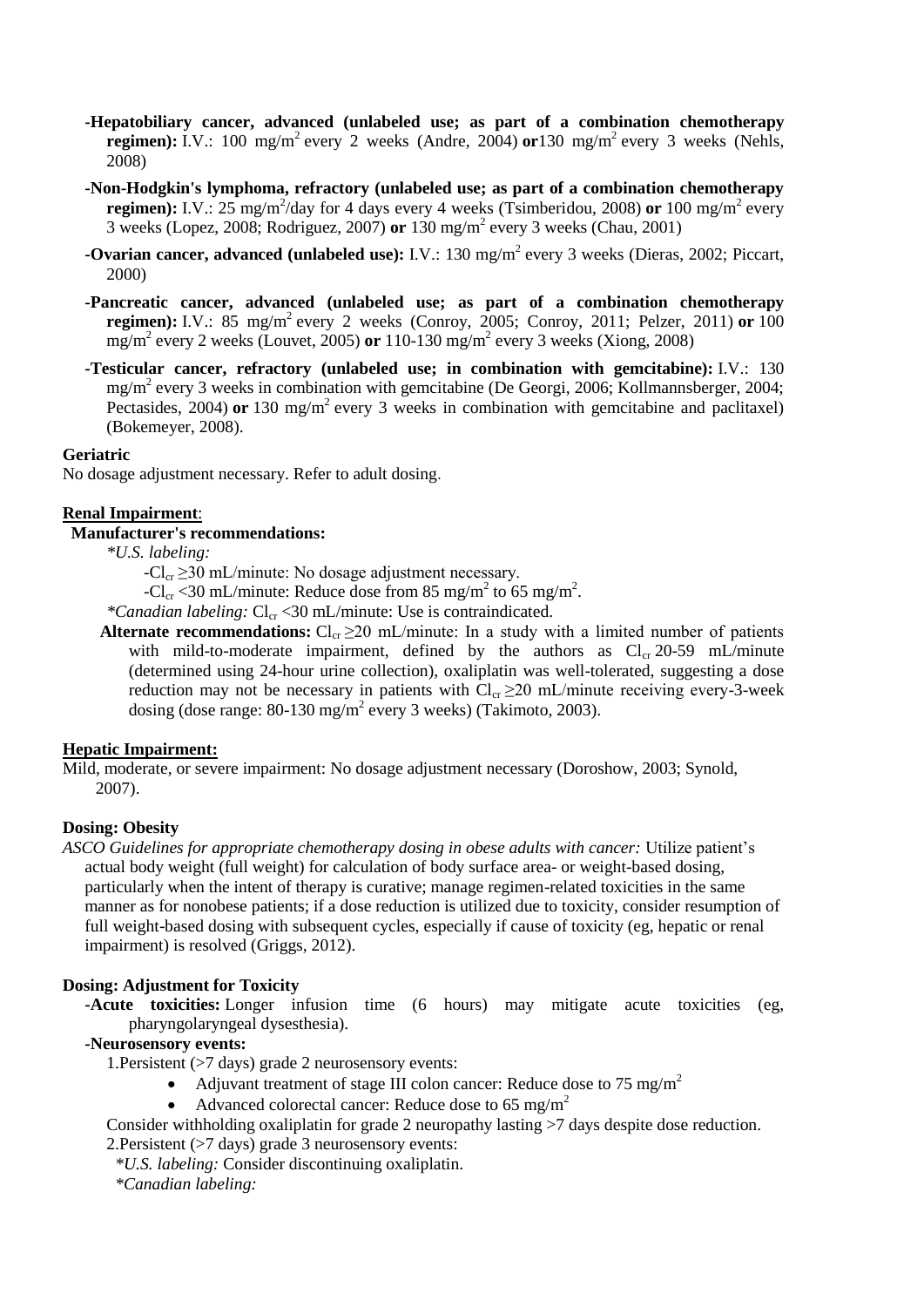- **Hepatobiliary cancer, advanced (unlabeled use; as part of a combination chemotherapy regimen):** I.V.: 100 mg/m$^2$ every 2 weeks (Andre, 2004) **or** 130 mg/m$^2$ every 3 weeks (Nehls, 2008)
- **Non-Hodgkin's lymphoma, refractory (unlabeled use; as part of a combination chemotherapy regimen):** I.V.: 25 mg/m$^2$/day for 4 days every 4 weeks (Tsimberidou, 2008) **or** 100 mg/m$^2$ every 3 weeks (Lopez, 2008; Rodriguez, 2007) **or** 130 mg/m$^2$ every 3 weeks (Chau, 2001)
- **Ovarian cancer, advanced (unlabeled use):** I.V.: 130 mg/m$^2$ every 3 weeks (Dieras, 2002; Piccart, 2000)
- **Pancreatic cancer, advanced (unlabeled use; as part of a combination chemotherapy regimen):** I.V.: 85 mg/m$^2$ every 2 weeks (Conroy, 2005; Conroy, 2011; Pelzer, 2011) **or** 100 mg/m$^2$ every 2 weeks (Louvet, 2005) **or** 110-130 mg/m$^2$ every 3 weeks (Xiong, 2008)
- **Testicular cancer, refractory (unlabeled use; in combination with gemcitabine):** I.V.: 130 mg/m$^2$ every 3 weeks in combination with gemcitabine (De Georgi, 2006; Kollmannsberger, 2004; Pectasides, 2004) **or** 130 mg/m$^2$ every 3 weeks in combination with gemcitabine and paclitaxel) (Bokemeyer, 2008).

**Geriatric**

No dosage adjustment necessary. Refer to adult dosing.

**Renal Impairment**:

**Manufacturer's recommendations:**

*U.S. labeling:*

- $Cl_{cr}$ ≥30 mL/minute: No dosage adjustment necessary.
- $Cl_{cr}$ <30 mL/minute: Reduce dose from 85 mg/m$^2$ to 65 mg/m$^2$.

*Canadian labeling:* $Cl_{cr}$ <30 mL/minute: Use is contraindicated.

**Alternate recommendations:** $Cl_{cr}$ ≥20 mL/minute: In a study with a limited number of patients with mild-to-moderate impairment, defined by the authors as $Cl_{cr}$ 20-59 mL/minute (determined using 24-hour urine collection), oxaliplatin was well-tolerated, suggesting a dose reduction may not be necessary in patients with $Cl_{cr}$ ≥20 mL/minute receiving every-3-week dosing (dose range: 80-130 mg/m$^2$ every 3 weeks) (Takimoto, 2003).

**Hepatic Impairment:**

Mild, moderate, or severe impairment: No dosage adjustment necessary (Doroshow, 2003; Synold, 2007).

**Dosing: Obesity**

*ASCO Guidelines for appropriate chemotherapy dosing in obese adults with cancer:* Utilize patient's actual body weight (full weight) for calculation of body surface area- or weight-based dosing, particularly when the intent of therapy is curative; manage regimen-related toxicities in the same manner as for nonobese patients; if a dose reduction is utilized due to toxicity, consider resumption of full weight-based dosing with subsequent cycles, especially if cause of toxicity (eg, hepatic or renal impairment) is resolved (Griggs, 2012).

**Dosing: Adjustment for Toxicity**

- **Acute toxicities:** Longer infusion time (6 hours) may mitigate acute toxicities (eg, pharyngolaryngeal dysesthesia).
- **Neurosensory events:**

1. Persistent (>7 days) grade 2 neurosensory events:
   - Adjuvant treatment of stage III colon cancer: Reduce dose to 75 mg/m$^2$
   - Advanced colorectal cancer: Reduce dose to 65 mg/m$^2$

Consider withholding oxaliplatin for grade 2 neuropathy lasting >7 days despite dose reduction.

2. Persistent (>7 days) grade 3 neurosensory events:

*U.S. labeling:* Consider discontinuing oxaliplatin.

*Canadian labeling:*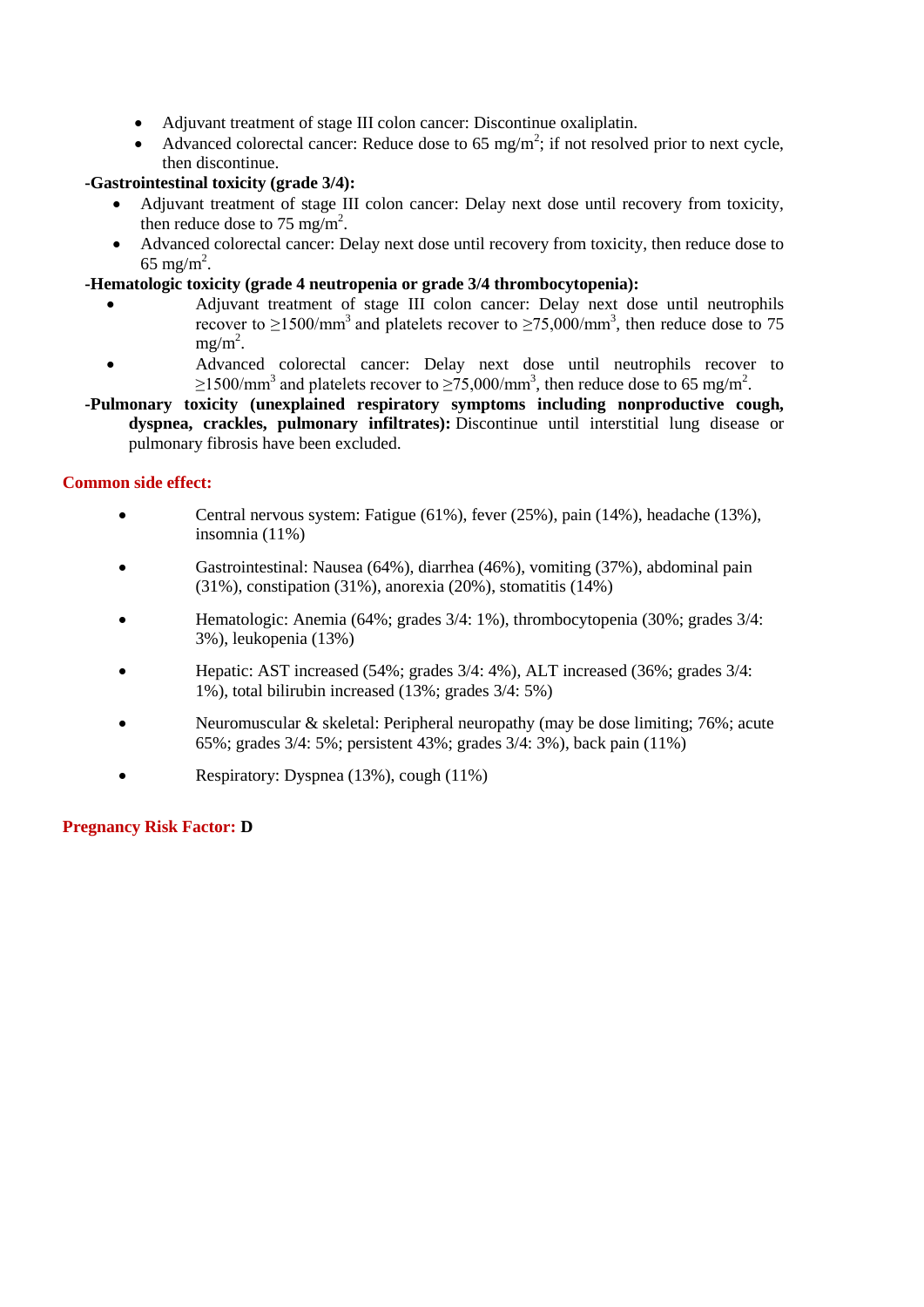- Adjuvant treatment of stage III colon cancer: Discontinue oxaliplatin.
- Advanced colorectal cancer: Reduce dose to 65 $mg/m^2$; if not resolved prior to next cycle, then discontinue.

**-Gastrointestinal toxicity (grade 3/4):**

- Adjuvant treatment of stage III colon cancer: Delay next dose until recovery from toxicity, then reduce dose to 75 $mg/m^2$.
- Advanced colorectal cancer: Delay next dose until recovery from toxicity, then reduce dose to 65 $mg/m^2$.

**-Hematologic toxicity (grade 4 neutropenia or grade 3/4 thrombocytopenia):**

- Adjuvant treatment of stage III colon cancer: Delay next dose until neutrophils recover to $\geq$1500/$mm^3$ and platelets recover to $\geq$75,000/$mm^3$, then reduce dose to 75 $mg/m^2$.
- Advanced colorectal cancer: Delay next dose until neutrophils recover to $\geq$1500/$mm^3$ and platelets recover to $\geq$75,000/$mm^3$, then reduce dose to 65 $mg/m^2$.

**-Pulmonary toxicity (unexplained respiratory symptoms including nonproductive cough, dyspnea, crackles, pulmonary infiltrates):** Discontinue until interstitial lung disease or pulmonary fibrosis have been excluded.

**Common side effect:**

- Central nervous system: Fatigue (61%), fever (25%), pain (14%), headache (13%), insomnia (11%)
- Gastrointestinal: Nausea (64%), diarrhea (46%), vomiting (37%), abdominal pain (31%), constipation (31%), anorexia (20%), stomatitis (14%)
- Hematologic: Anemia (64%; grades 3/4: 1%), thrombocytopenia (30%; grades 3/4: 3%), leukopenia (13%)
- Hepatic: AST increased (54%; grades 3/4: 4%), ALT increased (36%; grades 3/4: 1%), total bilirubin increased (13%; grades 3/4: 5%)
- Neuromuscular & skeletal: Peripheral neuropathy (may be dose limiting; 76%; acute 65%; grades 3/4: 5%; persistent 43%; grades 3/4: 3%), back pain (11%)
- Respiratory: Dyspnea (13%), cough (11%)

**Pregnancy Risk Factor: D**